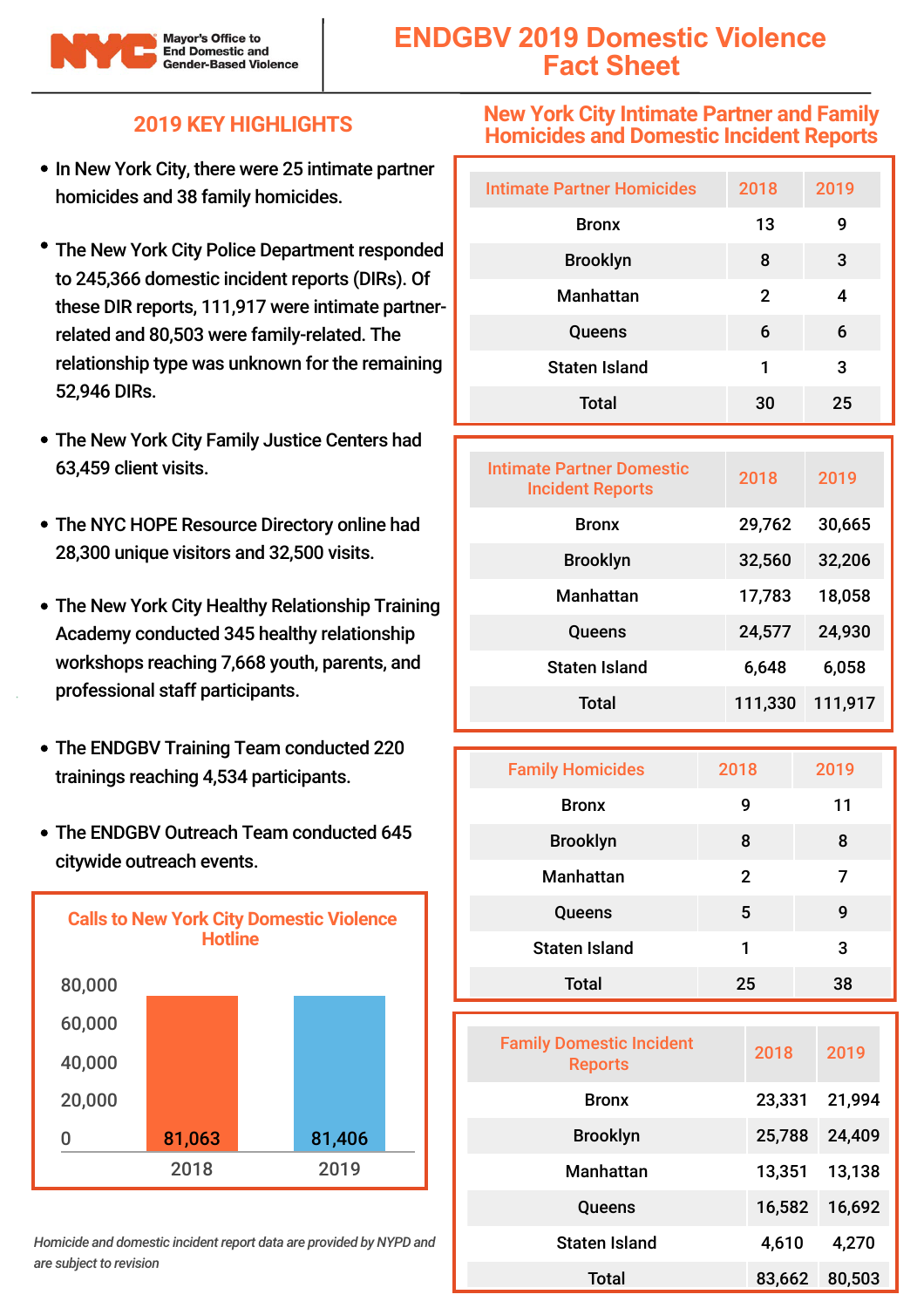Mayor's Office to End Domestic and Gender-Based Violence

# ENDGBV 2019 Domestic Violence Fact Sheet

## 2019 KEY HIGHLIGHTS

- In New York City, there were 25 intimate partner homicides and 38 family homicides.
- The New York City Police Department responded to 245,366 domestic incident reports (DIRs). Of these DIR reports, 111,917 were intimate partner-related and 80,503 were family-related. The relationship type was unknown for the remaining 52,946 DIRs.
- The New York City Family Justice Centers had 63,459 client visits.
- The NYC HOPE Resource Directory online had 28,300 unique visitors and 32,500 visits.
- The New York City Healthy Relationship Training Academy conducted 345 healthy relationship workshops reaching 7,668 youth, parents, and professional staff participants.
- The ENDGBV Training Team conducted 220 trainings reaching 4,534 participants.
- The ENDGBV Outreach Team conducted 645 citywide outreach events.

### Calls to New York City Domestic Violence Hotline

| Year | Calls |
|---|---|
| 2018 | 81,063 |
| 2019 | 81,406 |

*Homicide and domestic incident report data are provided by NYPD and are subject to revision*

## New York City Intimate Partner and Family Homicides and Domestic Incident Reports

| Intimate Partner Homicides | 2018 | 2019 |
|---|---|---|
| Bronx | 13 | 9 |
| Brooklyn | 8 | 3 |
| Manhattan | 2 | 4 |
| Queens | 6 | 6 |
| Staten Island | 1 | 3 |
| Total | 30 | 25 |

| Intimate Partner Domestic Incident Reports | 2018 | 2019 |
|---|---|---|
| Bronx | 29,762 | 30,665 |
| Brooklyn | 32,560 | 32,206 |
| Manhattan | 17,783 | 18,058 |
| Queens | 24,577 | 24,930 |
| Staten Island | 6,648 | 6,058 |
| Total | 111,330 | 111,917 |

| Family Homicides | 2018 | 2019 |
|---|---|---|
| Bronx | 9 | 11 |
| Brooklyn | 8 | 8 |
| Manhattan | 2 | 7 |
| Queens | 5 | 9 |
| Staten Island | 1 | 3 |
| Total | 25 | 38 |

| Family Domestic Incident Reports | 2018 | 2019 |
|---|---|---|
| Bronx | 23,331 | 21,994 |
| Brooklyn | 25,788 | 24,409 |
| Manhattan | 13,351 | 13,138 |
| Queens | 16,582 | 16,692 |
| Staten Island | 4,610 | 4,270 |
| Total | 83,662 | 80,503 |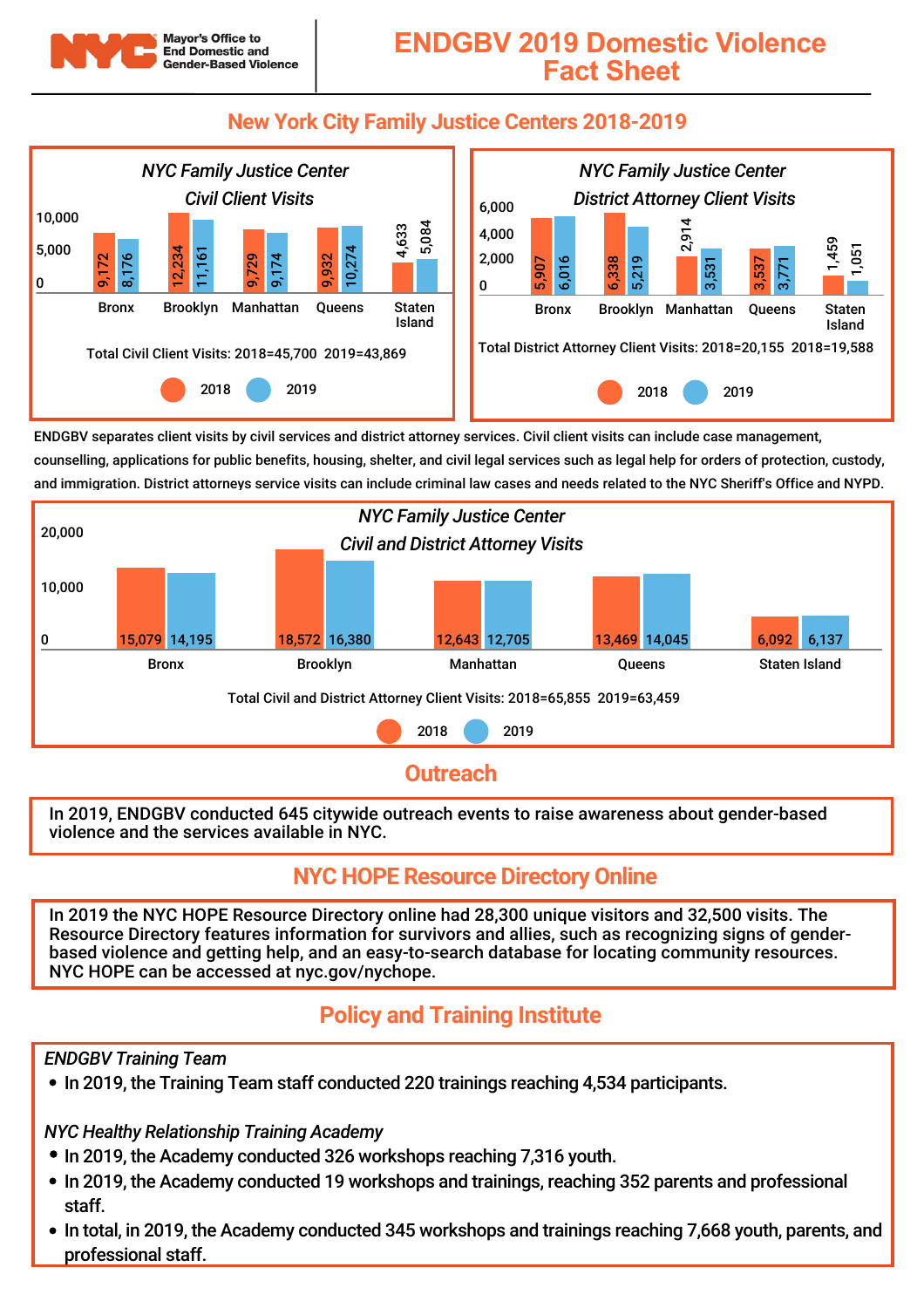# ENDGBV 2019 Domestic Violence Fact Sheet

Mayor's Office to End Domestic and Gender-Based Violence

## New York City Family Justice Centers 2018-2019

*NYC Family Justice Center*
*Civil Client Visits*

10,000
5,000
0

Bronx: 9,172 8,176
Brooklyn: 12,234 11,161
Manhattan: 9,729 9,174
Queens: 9,932 10,274
Staten Island: 4,633 5,084

Total Civil Client Visits: 2018=45,700 2019=43,869

2018 2019

*NYC Family Justice Center*
*District Attorney Client Visits*

6,000
4,000
2,000
0

Bronx: 5,907 6,016
Brooklyn: 6,338 5,219
Manhattan: 2,914 3,531
Queens: 3,537 3,771
Staten Island: 1,459 1,051

Total District Attorney Client Visits: 2018=20,155 2018=19,588

2018 2019

ENDGBV separates client visits by civil services and district attorney services. Civil client visits can include case management, counselling, applications for public benefits, housing, shelter, and civil legal services such as legal help for orders of protection, custody, and immigration. District attorneys service visits can include criminal law cases and needs related to the NYC Sheriff's Office and NYPD.

*NYC Family Justice Center*
*Civil and District Attorney Visits*

20,000
10,000
0

Bronx: 15,079 14,195
Brooklyn: 18,572 16,380
Manhattan: 12,643 12,705
Queens: 13,469 14,045
Staten Island: 6,092 6,137

Total Civil and District Attorney Client Visits: 2018=65,855 2019=63,459

2018 2019

## Outreach

In 2019, ENDGBV conducted 645 citywide outreach events to raise awareness about gender-based violence and the services available in NYC.

## NYC HOPE Resource Directory Online

In 2019 the NYC HOPE Resource Directory online had 28,300 unique visitors and 32,500 visits. The Resource Directory features information for survivors and allies, such as recognizing signs of gender-based violence and getting help, and an easy-to-search database for locating community resources. NYC HOPE can be accessed at nyc.gov/nychope.

## Policy and Training Institute

*ENDGBV Training Team*

- In 2019, the Training Team staff conducted 220 trainings reaching 4,534 participants.

*NYC Healthy Relationship Training Academy*

- In 2019, the Academy conducted 326 workshops reaching 7,316 youth.
- In 2019, the Academy conducted 19 workshops and trainings, reaching 352 parents and professional staff.
- In total, in 2019, the Academy conducted 345 workshops and trainings reaching 7,668 youth, parents, and professional staff.